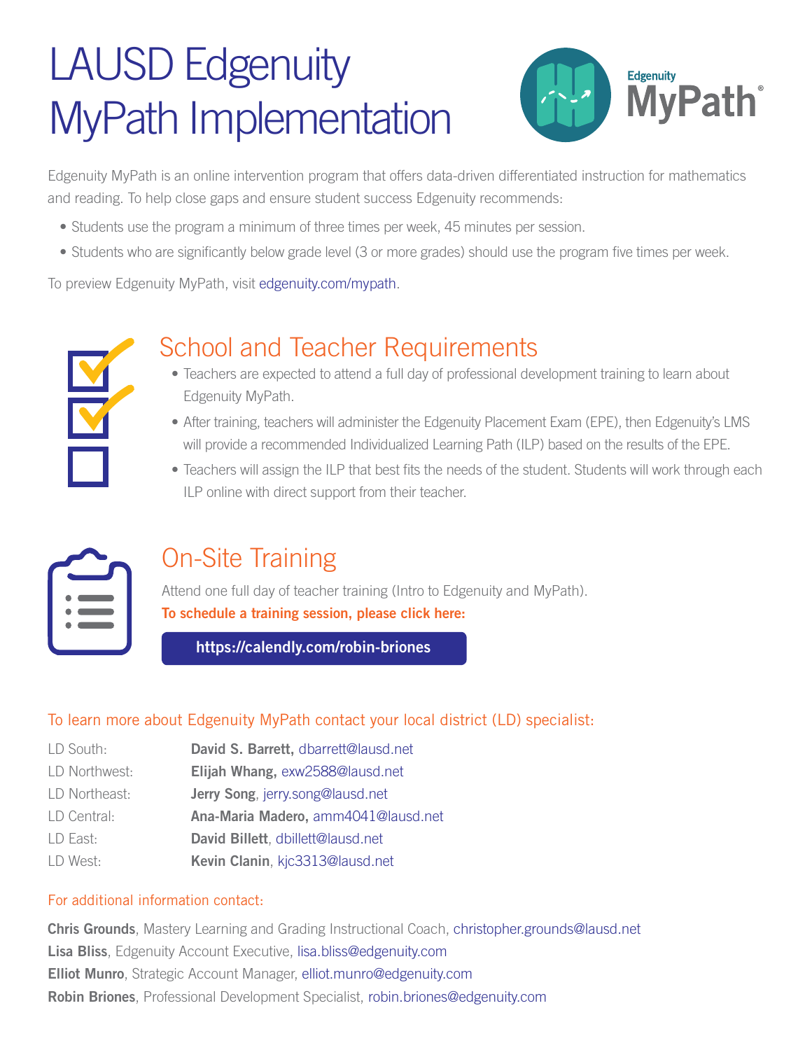# LAUSD Edgenuity MyPath Implementation

Edgenuity MyPath is an online intervention program that offers data-driven differentiated instruction for mathematics and reading. To help close gaps and ensure student success Edgenuity recommends:

- Students use the program a minimum of three times per week, 45 minutes per session.
- Students who are significantly below grade level (3 or more grades) should use the program five times per week.

To preview Edgenuity MyPath, visit edgenuity.com/mypath.

## School and Teacher Requirements

- Teachers are expected to attend a full day of professional development training to learn about Edgenuity MyPath.
- After training, teachers will administer the Edgenuity Placement Exam (EPE), then Edgenuity's LMS will provide a recommended Individualized Learning Path (ILP) based on the results of the EPE.
- Teachers will assign the ILP that best fits the needs of the student. Students will work through each ILP online with direct support from their teacher.

## On-Site Training

Attend one full day of teacher training (Intro to Edgenuity and MyPath).

**To schedule a training session, please click here:**

**https://calendly.com/robin-briones**

To learn more about Edgenuity MyPath contact your local district (LD) specialist:

| | |
|---|---|
| LD South: | **David S. Barrett,** dbarrett@lausd.net |
| LD Northwest: | **Elijah Whang,** exw2588@lausd.net |
| LD Northeast: | **Jerry Song**, jerry.song@lausd.net |
| LD Central: | **Ana-Maria Madero,** amm4041@lausd.net |
| LD East: | **David Billett**, dbillett@lausd.net |
| LD West: | **Kevin Clanin**, kjc3313@lausd.net |

For additional information contact:

**Chris Grounds**, Mastery Learning and Grading Instructional Coach, christopher.grounds@lausd.net
**Lisa Bliss**, Edgenuity Account Executive, lisa.bliss@edgenuity.com
**Elliot Munro**, Strategic Account Manager, elliot.munro@edgenuity.com
**Robin Briones**, Professional Development Specialist, robin.briones@edgenuity.com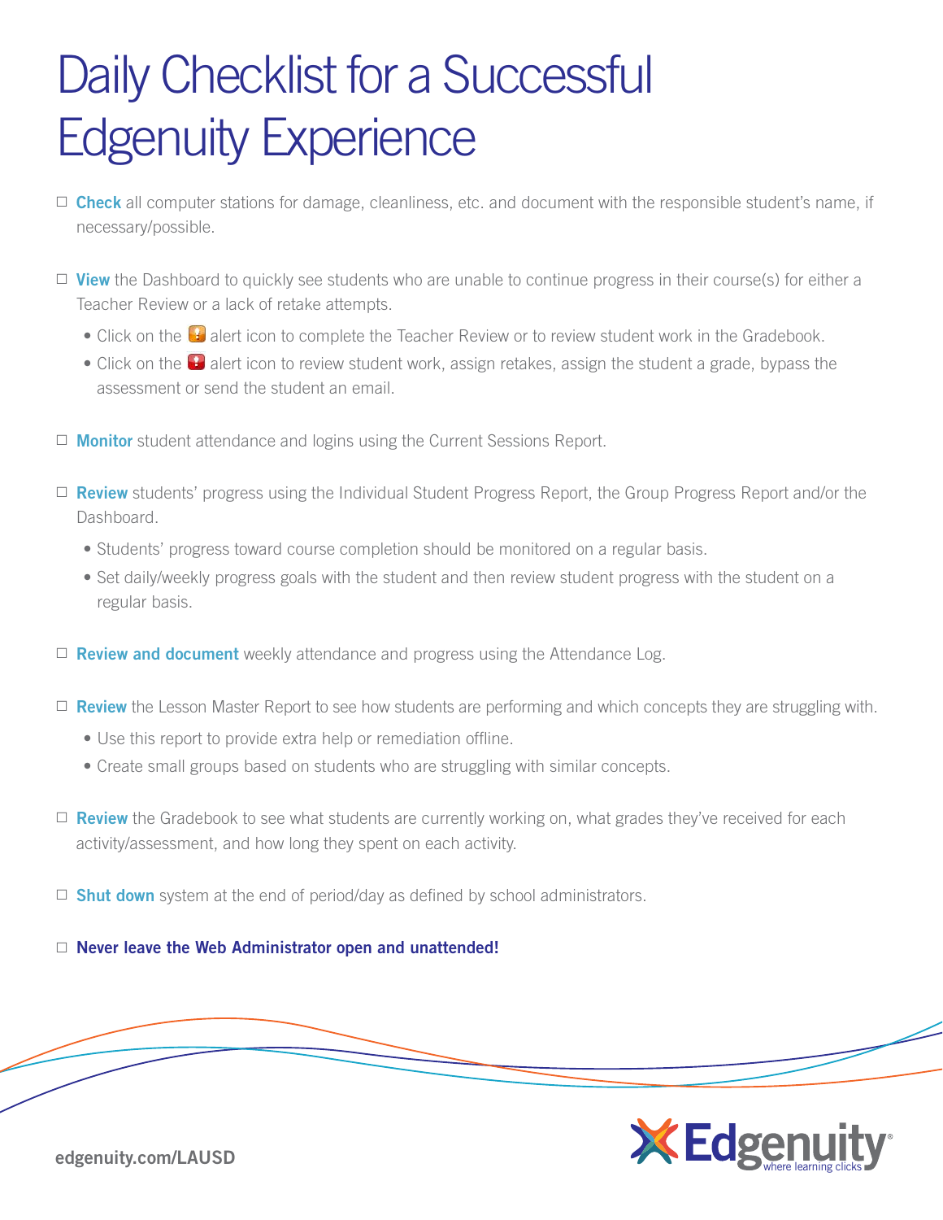# Daily Checklist for a Successful Edgenuity Experience

- ☐ **Check** all computer stations for damage, cleanliness, etc. and document with the responsible student's name, if necessary/possible.

- ☐ **View** the Dashboard to quickly see students who are unable to continue progress in their course(s) for either a Teacher Review or a lack of retake attempts.
  - Click on the alert icon to complete the Teacher Review or to review student work in the Gradebook.
  - Click on the alert icon to review student work, assign retakes, assign the student a grade, bypass the assessment or send the student an email.

- ☐ **Monitor** student attendance and logins using the Current Sessions Report.

- ☐ **Review** students' progress using the Individual Student Progress Report, the Group Progress Report and/or the Dashboard.
  - Students' progress toward course completion should be monitored on a regular basis.
  - Set daily/weekly progress goals with the student and then review student progress with the student on a regular basis.

- ☐ **Review and document** weekly attendance and progress using the Attendance Log.

- ☐ **Review** the Lesson Master Report to see how students are performing and which concepts they are struggling with.
  - Use this report to provide extra help or remediation offline.
  - Create small groups based on students who are struggling with similar concepts.

- ☐ **Review** the Gradebook to see what students are currently working on, what grades they've received for each activity/assessment, and how long they spent on each activity.

- ☐ **Shut down** system at the end of period/day as defined by school administrators.

- ☐ **Never leave the Web Administrator open and unattended!**

edgenuity.com/LAUSD

Edgenuity where learning clicks